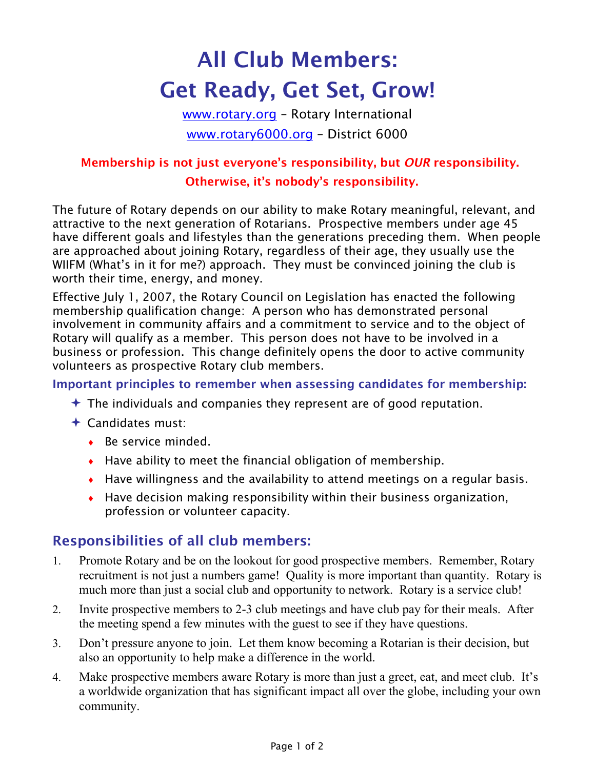# All Club Members:
# Get Ready, Get Set, Grow!

www.rotary.org – Rotary International

www.rotary6000.org – District 6000

**Membership is not just everyone's responsibility, but *OUR* responsibility. Otherwise, it's nobody's responsibility.**

The future of Rotary depends on our ability to make Rotary meaningful, relevant, and attractive to the next generation of Rotarians. Prospective members under age 45 have different goals and lifestyles than the generations preceding them. When people are approached about joining Rotary, regardless of their age, they usually use the WIIFM (What's in it for me?) approach. They must be convinced joining the club is worth their time, energy, and money.

Effective July 1, 2007, the Rotary Council on Legislation has enacted the following membership qualification change: A person who has demonstrated personal involvement in community affairs and a commitment to service and to the object of Rotary will qualify as a member. This person does not have to be involved in a business or profession. This change definitely opens the door to active community volunteers as prospective Rotary club members.

**Important principles to remember when assessing candidates for membership:**

- The individuals and companies they represent are of good reputation.
- Candidates must:
  - Be service minded.
  - Have ability to meet the financial obligation of membership.
  - Have willingness and the availability to attend meetings on a regular basis.
  - Have decision making responsibility within their business organization, profession or volunteer capacity.

## Responsibilities of all club members:

1. Promote Rotary and be on the lookout for good prospective members. Remember, Rotary recruitment is not just a numbers game! Quality is more important than quantity. Rotary is much more than just a social club and opportunity to network. Rotary is a service club!
2. Invite prospective members to 2-3 club meetings and have club pay for their meals. After the meeting spend a few minutes with the guest to see if they have questions.
3. Don't pressure anyone to join. Let them know becoming a Rotarian is their decision, but also an opportunity to help make a difference in the world.
4. Make prospective members aware Rotary is more than just a greet, eat, and meet club. It's a worldwide organization that has significant impact all over the globe, including your own community.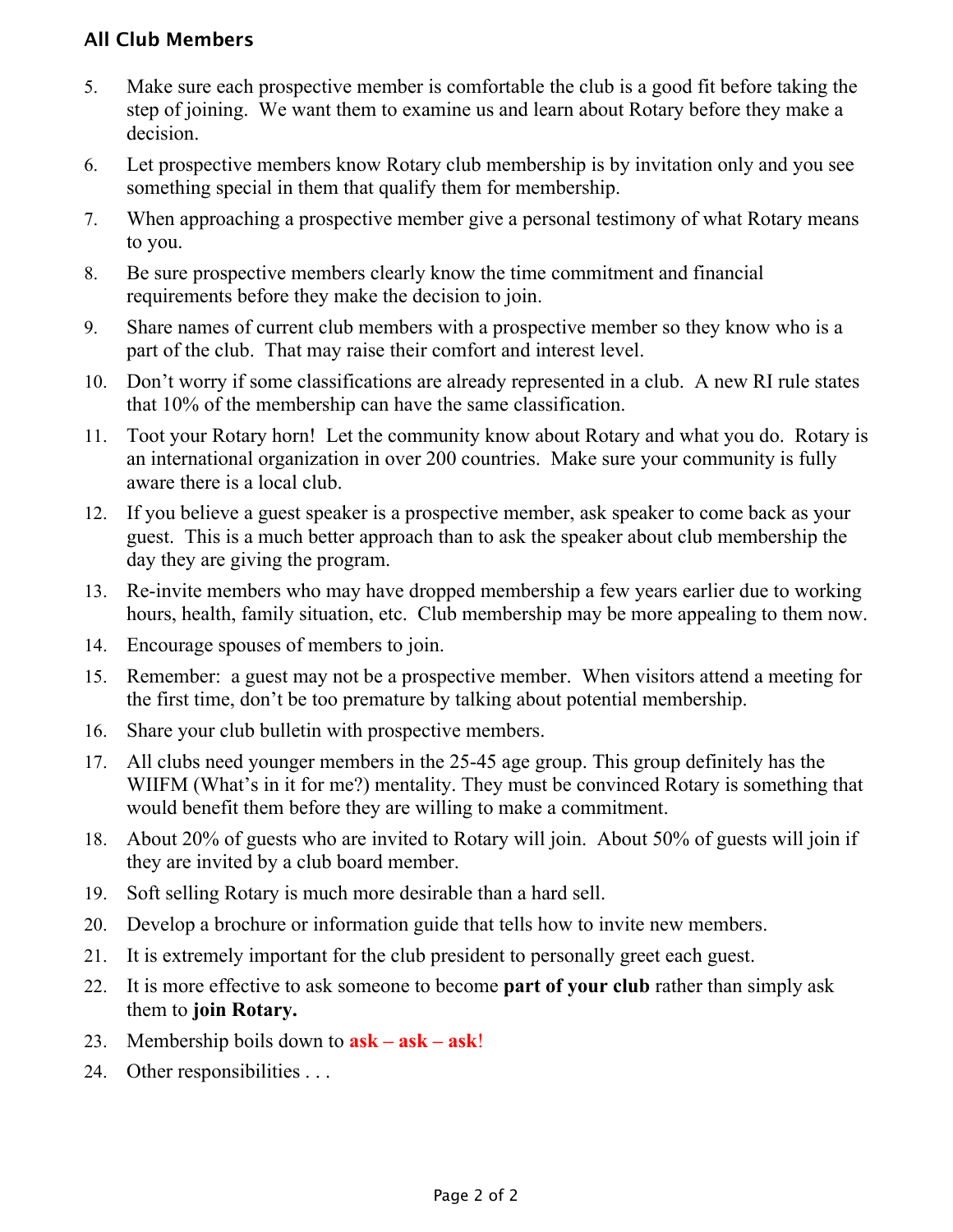### All Club Members

5. Make sure each prospective member is comfortable the club is a good fit before taking the step of joining. We want them to examine us and learn about Rotary before they make a decision.
6. Let prospective members know Rotary club membership is by invitation only and you see something special in them that qualify them for membership.
7. When approaching a prospective member give a personal testimony of what Rotary means to you.
8. Be sure prospective members clearly know the time commitment and financial requirements before they make the decision to join.
9. Share names of current club members with a prospective member so they know who is a part of the club. That may raise their comfort and interest level.
10. Don't worry if some classifications are already represented in a club. A new RI rule states that 10% of the membership can have the same classification.
11. Toot your Rotary horn! Let the community know about Rotary and what you do. Rotary is an international organization in over 200 countries. Make sure your community is fully aware there is a local club.
12. If you believe a guest speaker is a prospective member, ask speaker to come back as your guest. This is a much better approach than to ask the speaker about club membership the day they are giving the program.
13. Re-invite members who may have dropped membership a few years earlier due to working hours, health, family situation, etc. Club membership may be more appealing to them now.
14. Encourage spouses of members to join.
15. Remember: a guest may not be a prospective member. When visitors attend a meeting for the first time, don't be too premature by talking about potential membership.
16. Share your club bulletin with prospective members.
17. All clubs need younger members in the 25-45 age group. This group definitely has the WIIFM (What's in it for me?) mentality. They must be convinced Rotary is something that would benefit them before they are willing to make a commitment.
18. About 20% of guests who are invited to Rotary will join. About 50% of guests will join if they are invited by a club board member.
19. Soft selling Rotary is much more desirable than a hard sell.
20. Develop a brochure or information guide that tells how to invite new members.
21. It is extremely important for the club president to personally greet each guest.
22. It is more effective to ask someone to become **part of your club** rather than simply ask them to **join Rotary.**
23. Membership boils down to **ask – ask – ask**!
24. Other responsibilities . . .